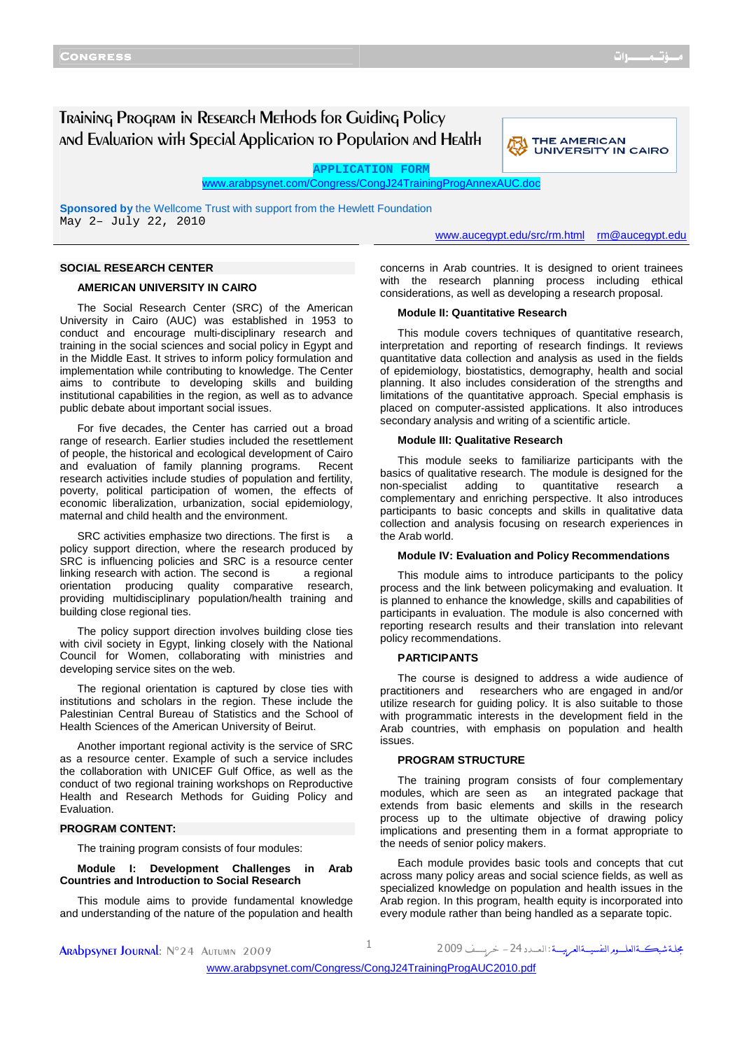# Training Program in Research Methods for Guiding Policy and Evaluation with Special Application to Population and Health

THE AMERICAN UNIVERSITY IN CAIRO

**APPLICATION FORM**

www.arabpsynet.com/Congress/CongJ24TrainingProgAnnexAUC.doc

**Sponsored by** the Wellcome Trust with support from the Hewlett Foundation

May 2– July 22, 2010

www.aucegypt.edu/src/rm.html rm@aucegypt.edu

## SOCIAL RESEARCH CENTER

### AMERICAN UNIVERSITY IN CAIRO

The Social Research Center (SRC) of the American University in Cairo (AUC) was established in 1953 to conduct and encourage multi-disciplinary research and training in the social sciences and social policy in Egypt and in the Middle East. It strives to inform policy formulation and implementation while contributing to knowledge. The Center aims to contribute to developing skills and building institutional capabilities in the region, as well as to advance public debate about important social issues.

For five decades, the Center has carried out a broad range of research. Earlier studies included the resettlement of people, the historical and ecological development of Cairo and evaluation of family planning programs. Recent research activities include studies of population and fertility, poverty, political participation of women, the effects of economic liberalization, urbanization, social epidemiology, maternal and child health and the environment.

SRC activities emphasize two directions. The first is a policy support direction, where the research produced by SRC is influencing policies and SRC is a resource center linking research with action. The second is a regional orientation producing quality comparative research, providing multidisciplinary population/health training and building close regional ties.

The policy support direction involves building close ties with civil society in Egypt, linking closely with the National Council for Women, collaborating with ministries and developing service sites on the web.

The regional orientation is captured by close ties with institutions and scholars in the region. These include the Palestinian Central Bureau of Statistics and the School of Health Sciences of the American University of Beirut.

Another important regional activity is the service of SRC as a resource center. Example of such a service includes the collaboration with UNICEF Gulf Office, as well as the conduct of two regional training workshops on Reproductive Health and Research Methods for Guiding Policy and Evaluation.

## PROGRAM CONTENT:

The training program consists of four modules:

**Module I: Development Challenges in Arab Countries and Introduction to Social Research**

This module aims to provide fundamental knowledge and understanding of the nature of the population and health concerns in Arab countries. It is designed to orient trainees with the research planning process including ethical considerations, as well as developing a research proposal.

**Module II: Quantitative Research**

This module covers techniques of quantitative research, interpretation and reporting of research findings. It reviews quantitative data collection and analysis as used in the fields of epidemiology, biostatistics, demography, health and social planning. It also includes consideration of the strengths and limitations of the quantitative approach. Special emphasis is placed on computer-assisted applications. It also introduces secondary analysis and writing of a scientific article.

**Module III: Qualitative Research**

This module seeks to familiarize participants with the basics of qualitative research. The module is designed for the non-specialist adding to quantitative research a complementary and enriching perspective. It also introduces participants to basic concepts and skills in qualitative data collection and analysis focusing on research experiences in the Arab world.

**Module IV: Evaluation and Policy Recommendations**

This module aims to introduce participants to the policy process and the link between policymaking and evaluation. It is planned to enhance the knowledge, skills and capabilities of participants in evaluation. The module is also concerned with reporting research results and their translation into relevant policy recommendations.

## PARTICIPANTS

The course is designed to address a wide audience of practitioners and researchers who are engaged in and/or utilize research for guiding policy. It is also suitable to those with programmatic interests in the development field in the Arab countries, with emphasis on population and health issues.

## PROGRAM STRUCTURE

The training program consists of four complementary modules, which are seen as an integrated package that extends from basic elements and skills in the research process up to the ultimate objective of drawing policy implications and presenting them in a format appropriate to the needs of senior policy makers.

Each module provides basic tools and concepts that cut across many policy areas and social science fields, as well as specialized knowledge on population and health issues in the Arab region. In this program, health equity is incorporated into every module rather than being handled as a separate topic.

www.arabpsynet.com/Congress/CongJ24TrainingProgAUC2010.pdf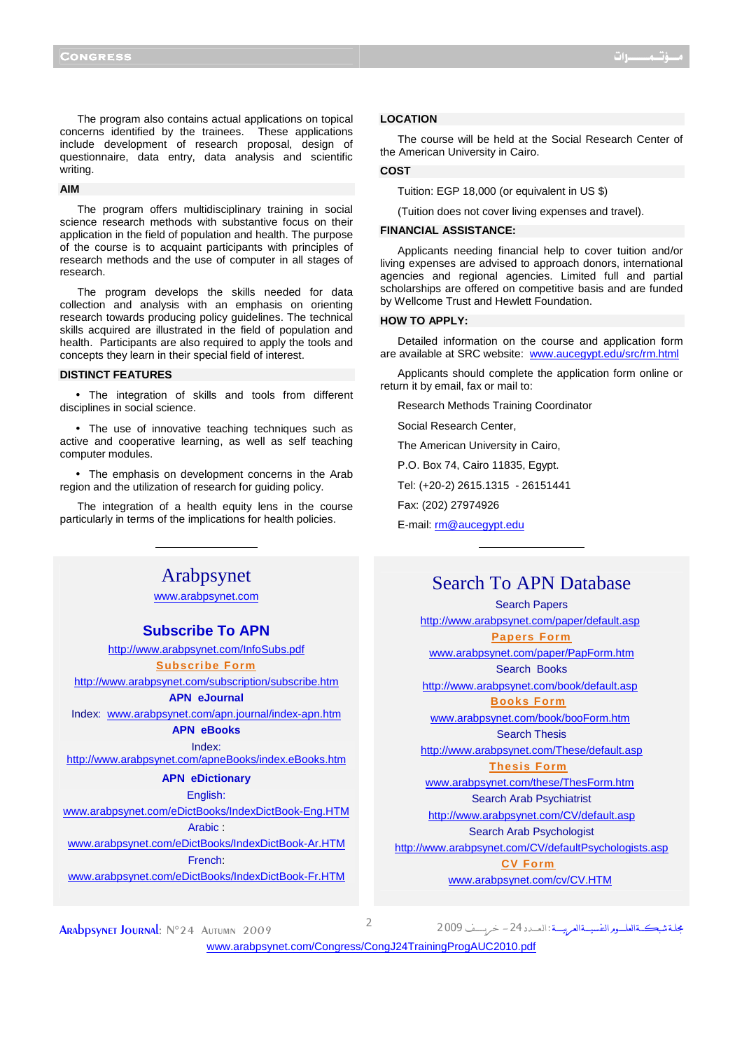The program also contains actual applications on topical concerns identified by the trainees. These applications include development of research proposal, design of questionnaire, data entry, data analysis and scientific writing.

## AIM

The program offers multidisciplinary training in social science research methods with substantive focus on their application in the field of population and health. The purpose of the course is to acquaint participants with principles of research methods and the use of computer in all stages of research.

The program develops the skills needed for data collection and analysis with an emphasis on orienting research towards producing policy guidelines. The technical skills acquired are illustrated in the field of population and health. Participants are also required to apply the tools and concepts they learn in their special field of interest.

## DISTINCT FEATURES

- The integration of skills and tools from different disciplines in social science.
- The use of innovative teaching techniques such as active and cooperative learning, as well as self teaching computer modules.
- The emphasis on development concerns in the Arab region and the utilization of research for guiding policy.

The integration of a health equity lens in the course particularly in terms of the implications for health policies.

## LOCATION

The course will be held at the Social Research Center of the American University in Cairo.

## COST

Tuition: EGP 18,000 (or equivalent in US $)

(Tuition does not cover living expenses and travel).

## FINANCIAL ASSISTANCE:

Applicants needing financial help to cover tuition and/or living expenses are advised to approach donors, international agencies and regional agencies. Limited full and partial scholarships are offered on competitive basis and are funded by Wellcome Trust and Hewlett Foundation.

## HOW TO APPLY:

Detailed information on the course and application form are available at SRC website: www.aucegypt.edu/src/rm.html

Applicants should complete the application form online or return it by email, fax or mail to:

Research Methods Training Coordinator

Social Research Center,

The American University in Cairo,

P.O. Box 74, Cairo 11835, Egypt.

Tel: (+20-2) 2615.1315 - 26151441

Fax: (202) 27974926

E-mail: rm@aucegypt.edu

---

# Arabpsynet

www.arabpsynet.com

## Subscribe To APN

http://www.arabpsynet.com/InfoSubs.pdf

**Subscribe Form**

http://www.arabpsynet.com/subscription/subscribe.htm

**APN eJournal**

Index: www.arabpsynet.com/apn.journal/index-apn.htm

**APN eBooks**

Index:
http://www.arabpsynet.com/apneBooks/index.eBooks.htm

**APN eDictionary**

English:
www.arabpsynet.com/eDictBooks/IndexDictBook-Eng.HTM

Arabic :
www.arabpsynet.com/eDictBooks/IndexDictBook-Ar.HTM

French:
www.arabpsynet.com/eDictBooks/IndexDictBook-Fr.HTM

# Search To APN Database

Search Papers

http://www.arabpsynet.com/paper/default.asp

**Papers Form**

www.arabpsynet.com/paper/PapForm.htm

Search Books

http://www.arabpsynet.com/book/default.asp

**Books Form**

www.arabpsynet.com/book/booForm.htm

Search Thesis

http://www.arabpsynet.com/These/default.asp

**Thesis Form**

www.arabpsynet.com/these/ThesForm.htm

Search Arab Psychiatrist

http://www.arabpsynet.com/CV/default.asp

Search Arab Psychologist

http://www.arabpsynet.com/CV/defaultPsychologists.asp

**CV Form**

www.arabpsynet.com/cv/CV.HTM

www.arabpsynet.com/Congress/CongJ24TrainingProgAUC2010.pdf